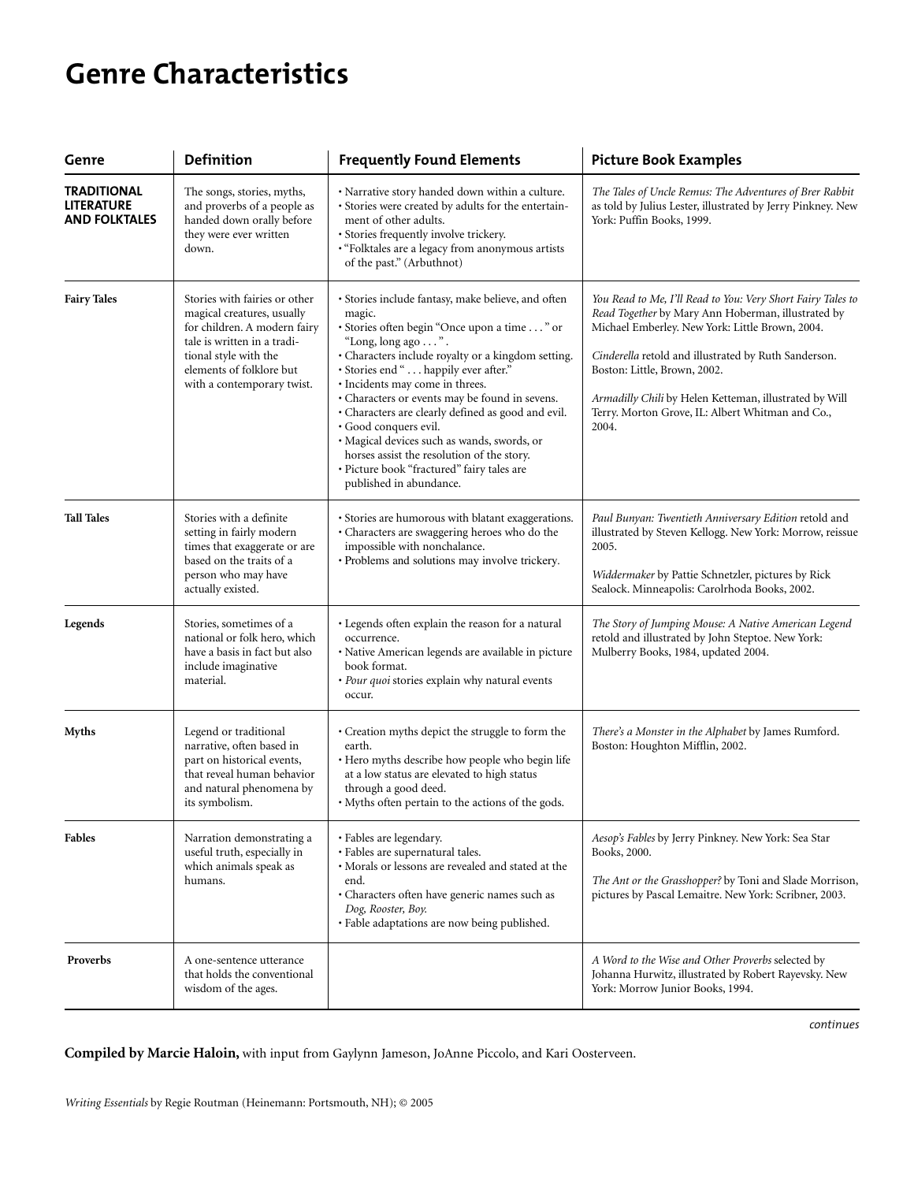# Genre Characteristics

| Genre | Definition | Frequently Found Elements | Picture Book Examples |
|---|---|---|---|
| **TRADITIONAL LITERATURE AND FOLKTALES** | The songs, stories, myths, and proverbs of a people as handed down orally before they were ever written down. | • Narrative story handed down within a culture.<br>• Stories were created by adults for the entertainment of other adults.<br>• Stories frequently involve trickery.<br>• "Folktales are a legacy from anonymous artists of the past." (Arbuthnot) | *The Tales of Uncle Remus: The Adventures of Brer Rabbit* as told by Julius Lester, illustrated by Jerry Pinkney. New York: Puffin Books, 1999. |
| **Fairy Tales** | Stories with fairies or other magical creatures, usually for children. A modern fairy tale is written in a traditional style with the elements of folklore but with a contemporary twist. | • Stories include fantasy, make believe, and often magic.<br>• Stories often begin "Once upon a time . . ." or "Long, long ago . . .".<br>• Characters include royalty or a kingdom setting.<br>• Stories end ". . . happily ever after."<br>• Incidents may come in threes.<br>• Characters or events may be found in sevens.<br>• Characters are clearly defined as good and evil.<br>• Good conquers evil.<br>• Magical devices such as wands, swords, or horses assist the resolution of the story.<br>• Picture book "fractured" fairy tales are published in abundance. | *You Read to Me, I'll Read to You: Very Short Fairy Tales to Read Together* by Mary Ann Hoberman, illustrated by Michael Emberley. New York: Little Brown, 2004.<br><br>*Cinderella* retold and illustrated by Ruth Sanderson. Boston: Little, Brown, 2002.<br><br>*Armadilly Chili* by Helen Ketteman, illustrated by Will Terry. Morton Grove, IL: Albert Whitman and Co., 2004. |
| **Tall Tales** | Stories with a definite setting in fairly modern times that exaggerate or are based on the traits of a person who may have actually existed. | • Stories are humorous with blatant exaggerations.<br>• Characters are swaggering heroes who do the impossible with nonchalance.<br>• Problems and solutions may involve trickery. | *Paul Bunyan: Twentieth Anniversary Edition* retold and illustrated by Steven Kellogg. New York: Morrow, reissue 2005.<br><br>*Widdermaker* by Pattie Schnetzler, pictures by Rick Sealock. Minneapolis: Carolrhoda Books, 2002. |
| **Legends** | Stories, sometimes of a national or folk hero, which have a basis in fact but also include imaginative material. | • Legends often explain the reason for a natural occurrence.<br>• Native American legends are available in picture book format.<br>• *Pour quoi* stories explain why natural events occur. | *The Story of Jumping Mouse: A Native American Legend* retold and illustrated by John Steptoe. New York: Mulberry Books, 1984, updated 2004. |
| **Myths** | Legend or traditional narrative, often based in part on historical events, that reveal human behavior and natural phenomena by its symbolism. | • Creation myths depict the struggle to form the earth.<br>• Hero myths describe how people who begin life at a low status are elevated to high status through a good deed.<br>• Myths often pertain to the actions of the gods. | *There's a Monster in the Alphabet* by James Rumford. Boston: Houghton Mifflin, 2002. |
| **Fables** | Narration demonstrating a useful truth, especially in which animals speak as humans. | • Fables are legendary.<br>• Fables are supernatural tales.<br>• Morals or lessons are revealed and stated at the end.<br>• Characters often have generic names such as *Dog, Rooster, Boy.*<br>• Fable adaptations are now being published. | *Aesop's Fables* by Jerry Pinkney. New York: Sea Star Books, 2000.<br><br>*The Ant or the Grasshopper?* by Toni and Slade Morrison, pictures by Pascal Lemaitre. New York: Scribner, 2003. |
| **Proverbs** | A one-sentence utterance that holds the conventional wisdom of the ages. | | *A Word to the Wise and Other Proverbs* selected by Johanna Hurwitz, illustrated by Robert Rayevsky. New York: Morrow Junior Books, 1994. |

*continues*

**Compiled by Marcie Haloin,** with input from Gaylynn Jameson, JoAnne Piccolo, and Kari Oosterveen.

*Writing Essentials* by Regie Routman (Heinemann: Portsmouth, NH); © 2005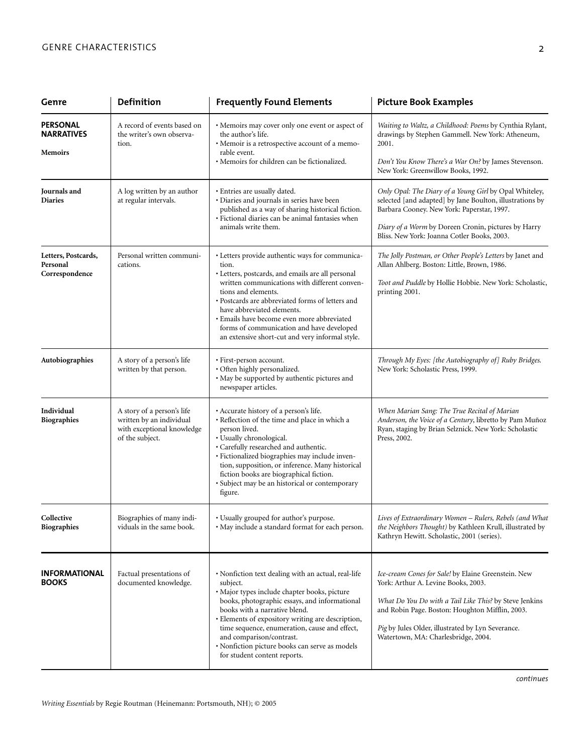| Genre | Definition | Frequently Found Elements | Picture Book Examples |
|---|---|---|---|
| **PERSONAL NARRATIVES** <br><br> **Memoirs** | A record of events based on the writer's own observation. | • Memoirs may cover only one event or aspect of the author's life.<br>• Memoir is a retrospective account of a memorable event.<br>• Memoirs for children can be fictionalized. | *Waiting to Waltz, a Childhood: Poems* by Cynthia Rylant, drawings by Stephen Gammell. New York: Atheneum, 2001.<br><br>*Don't You Know There's a War On?* by James Stevenson. New York: Greenwillow Books, 1992. |
| **Journals and Diaries** | A log written by an author at regular intervals. | • Entries are usually dated.<br>• Diaries and journals in series have been published as a way of sharing historical fiction.<br>• Fictional diaries can be animal fantasies when animals write them. | *Only Opal: The Diary of a Young Girl* by Opal Whiteley, selected [and adapted] by Jane Boulton, illustrations by Barbara Cooney. New York: Paperstar, 1997.<br><br>*Diary of a Worm* by Doreen Cronin, pictures by Harry Bliss. New York: Joanna Cotler Books, 2003. |
| **Letters, Postcards, Personal Correspondence** | Personal written communications. | • Letters provide authentic ways for communication.<br>• Letters, postcards, and emails are all personal written communications with different conventions and elements.<br>• Postcards are abbreviated forms of letters and have abbreviated elements.<br>• Emails have become even more abbreviated forms of communication and have developed an extensive short-cut and very informal style. | *The Jolly Postman, or Other People's Letters* by Janet and Allan Ahlberg. Boston: Little, Brown, 1986.<br><br>*Toot and Puddle* by Hollie Hobbie. New York: Scholastic, printing 2001. |
| **Autobiographies** | A story of a person's life written by that person. | • First-person account.<br>• Often highly personalized.<br>• May be supported by authentic pictures and newspaper articles. | *Through My Eyes: [the Autobiography of] Ruby Bridges.* New York: Scholastic Press, 1999. |
| **Individual Biographies** | A story of a person's life written by an individual with exceptional knowledge of the subject. | • Accurate history of a person's life.<br>• Reflection of the time and place in which a person lived.<br>• Usually chronological.<br>• Carefully researched and authentic.<br>• Fictionalized biographies may include invention, supposition, or inference. Many historical fiction books are biographical fiction.<br>• Subject may be an historical or contemporary figure. | *When Marian Sang: The True Recital of Marian Anderson, the Voice of a Century*, libretto by Pam Muñoz Ryan, staging by Brian Selznick. New York: Scholastic Press, 2002. |
| **Collective Biographies** | Biographies of many individuals in the same book. | • Usually grouped for author's purpose.<br>• May include a standard format for each person. | *Lives of Extraordinary Women – Rulers, Rebels (and What the Neighbors Thought)* by Kathleen Krull, illustrated by Kathryn Hewitt. Scholastic, 2001 (series). |
| **INFORMATIONAL BOOKS** | Factual presentations of documented knowledge. | • Nonfiction text dealing with an actual, real-life subject.<br>• Major types include chapter books, picture books, photographic essays, and informational books with a narrative blend.<br>• Elements of expository writing are description, time sequence, enumeration, cause and effect, and comparison/contrast.<br>• Nonfiction picture books can serve as models for student content reports. | *Ice-cream Cones for Sale!* by Elaine Greenstein. New York: Arthur A. Levine Books, 2003.<br><br>*What Do You Do with a Tail Like This?* by Steve Jenkins and Robin Page. Boston: Houghton Mifflin, 2003.<br><br>*Pig* by Jules Older, illustrated by Lyn Severance. Watertown, MA: Charlesbridge, 2004. |

*continues*

*Writing Essentials* by Regie Routman (Heinemann: Portsmouth, NH); © 2005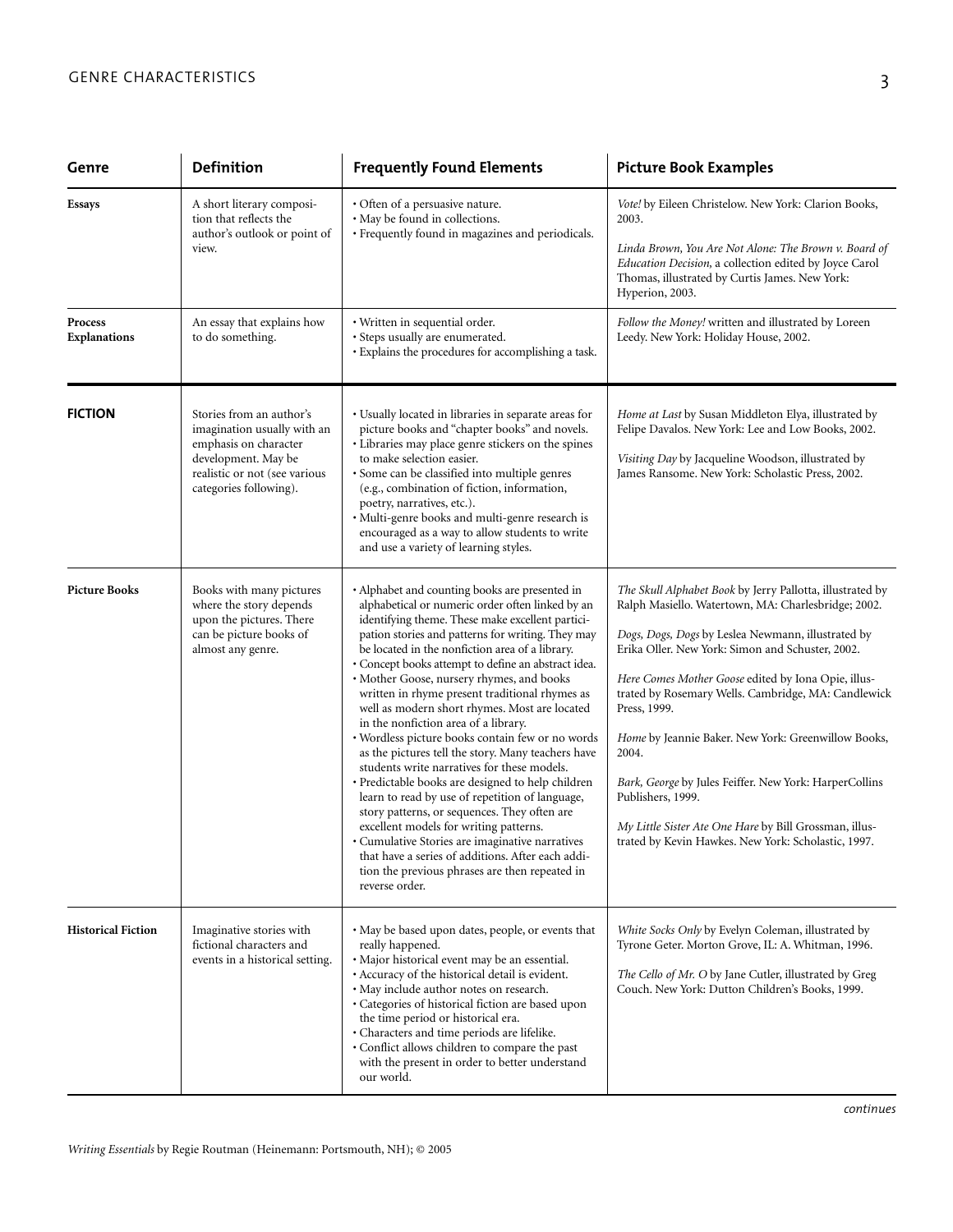| Genre | Definition | Frequently Found Elements | Picture Book Examples |
| --- | --- | --- | --- |
| **Essays** | A short literary composition that reflects the author's outlook or point of view. | • Often of a persuasive nature.<br>• May be found in collections.<br>• Frequently found in magazines and periodicals. | *Vote!* by Eileen Christelow. New York: Clarion Books, 2003.<br><br>*Linda Brown, You Are Not Alone: The Brown v. Board of Education Decision,* a collection edited by Joyce Carol Thomas, illustrated by Curtis James. New York: Hyperion, 2003. |
| **Process Explanations** | An essay that explains how to do something. | • Written in sequential order.<br>• Steps usually are enumerated.<br>• Explains the procedures for accomplishing a task. | *Follow the Money!* written and illustrated by Loreen Leedy. New York: Holiday House, 2002. |
| **FICTION** | Stories from an author's imagination usually with an emphasis on character development. May be realistic or not (see various categories following). | • Usually located in libraries in separate areas for picture books and "chapter books" and novels.<br>• Libraries may place genre stickers on the spines to make selection easier.<br>• Some can be classified into multiple genres (e.g., combination of fiction, information, poetry, narratives, etc.).<br>• Multi-genre books and multi-genre research is encouraged as a way to allow students to write and use a variety of learning styles. | *Home at Last* by Susan Middleton Elya, illustrated by Felipe Davalos. New York: Lee and Low Books, 2002.<br><br>*Visiting Day* by Jacqueline Woodson, illustrated by James Ransome. New York: Scholastic Press, 2002. |
| **Picture Books** | Books with many pictures where the story depends upon the pictures. There can be picture books of almost any genre. | • Alphabet and counting books are presented in alphabetical or numeric order often linked by an identifying theme. These make excellent participation stories and patterns for writing. They may be located in the nonfiction area of a library.<br>• Concept books attempt to define an abstract idea.<br>• Mother Goose, nursery rhymes, and books written in rhyme present traditional rhymes as well as modern short rhymes. Most are located in the nonfiction area of a library.<br>• Wordless picture books contain few or no words as the pictures tell the story. Many teachers have students write narratives for these models.<br>• Predictable books are designed to help children learn to read by use of repetition of language, story patterns, or sequences. They often are excellent models for writing patterns.<br>• Cumulative Stories are imaginative narratives that have a series of additions. After each addition the previous phrases are then repeated in reverse order. | *The Skull Alphabet Book* by Jerry Pallotta, illustrated by Ralph Masiello. Watertown, MA: Charlesbridge; 2002.<br><br>*Dogs, Dogs, Dogs* by Leslea Newmann, illustrated by Erika Oller. New York: Simon and Schuster, 2002.<br><br>*Here Comes Mother Goose* edited by Iona Opie, illustrated by Rosemary Wells. Cambridge, MA: Candlewick Press, 1999.<br><br>*Home* by Jeannie Baker. New York: Greenwillow Books, 2004.<br><br>*Bark, George* by Jules Feiffer. New York: HarperCollins Publishers, 1999.<br><br>*My Little Sister Ate One Hare* by Bill Grossman, illustrated by Kevin Hawkes. New York: Scholastic, 1997. |
| **Historical Fiction** | Imaginative stories with fictional characters and events in a historical setting. | • May be based upon dates, people, or events that really happened.<br>• Major historical event may be an essential.<br>• Accuracy of the historical detail is evident.<br>• May include author notes on research.<br>• Categories of historical fiction are based upon the time period or historical era.<br>• Characters and time periods are lifelike.<br>• Conflict allows children to compare the past with the present in order to better understand our world. | *White Socks Only* by Evelyn Coleman, illustrated by Tyrone Geter. Morton Grove, IL: A. Whitman, 1996.<br><br>*The Cello of Mr. O* by Jane Cutler, illustrated by Greg Couch. New York: Dutton Children's Books, 1999. |

*continues*

*Writing Essentials* by Regie Routman (Heinemann: Portsmouth, NH); © 2005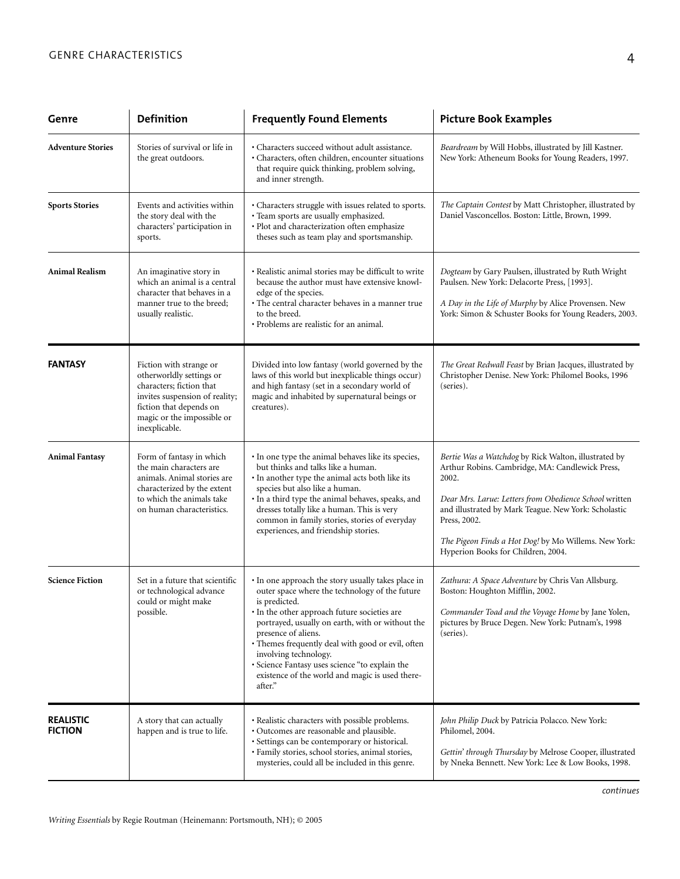| Genre | Definition | Frequently Found Elements | Picture Book Examples |
|---|---|---|---|
| **Adventure Stories** | Stories of survival or life in the great outdoors. | • Characters succeed without adult assistance.<br>• Characters, often children, encounter situations that require quick thinking, problem solving, and inner strength. | *Beardream* by Will Hobbs, illustrated by Jill Kastner. New York: Atheneum Books for Young Readers, 1997. |
| **Sports Stories** | Events and activities within the story deal with the characters' participation in sports. | • Characters struggle with issues related to sports.<br>• Team sports are usually emphasized.<br>• Plot and characterization often emphasize theses such as team play and sportsmanship. | *The Captain Contest* by Matt Christopher, illustrated by Daniel Vasconcellos. Boston: Little, Brown, 1999. |
| **Animal Realism** | An imaginative story in which an animal is a central character that behaves in a manner true to the breed; usually realistic. | • Realistic animal stories may be difficult to write because the author must have extensive knowledge of the species.<br>• The central character behaves in a manner true to the breed.<br>• Problems are realistic for an animal. | *Dogteam* by Gary Paulsen, illustrated by Ruth Wright Paulsen. New York: Delacorte Press, [1993].<br><br>*A Day in the Life of Murphy* by Alice Provensen. New York: Simon & Schuster Books for Young Readers, 2003. |
| **FANTASY** | Fiction with strange or otherworldly settings or characters; fiction that invites suspension of reality; fiction that depends on magic or the impossible or inexplicable. | Divided into low fantasy (world governed by the laws of this world but inexplicable things occur) and high fantasy (set in a secondary world of magic and inhabited by supernatural beings or creatures). | *The Great Redwall Feast* by Brian Jacques, illustrated by Christopher Denise. New York: Philomel Books, 1996 (series). |
| **Animal Fantasy** | Form of fantasy in which the main characters are animals. Animal stories are characterized by the extent to which the animals take on human characteristics. | • In one type the animal behaves like its species, but thinks and talks like a human.<br>• In another type the animal acts both like its species but also like a human.<br>• In a third type the animal behaves, speaks, and dresses totally like a human. This is very common in family stories, stories of everyday experiences, and friendship stories. | *Bertie Was a Watchdog* by Rick Walton, illustrated by Arthur Robins. Cambridge, MA: Candlewick Press, 2002.<br><br>*Dear Mrs. Larue: Letters from Obedience School* written and illustrated by Mark Teague. New York: Scholastic Press, 2002.<br><br>*The Pigeon Finds a Hot Dog!* by Mo Willems. New York: Hyperion Books for Children, 2004. |
| **Science Fiction** | Set in a future that scientific or technological advance could or might make possible. | • In one approach the story usually takes place in outer space where the technology of the future is predicted.<br>• In the other approach future societies are portrayed, usually on earth, with or without the presence of aliens.<br>• Themes frequently deal with good or evil, often involving technology.<br>• Science Fantasy uses science "to explain the existence of the world and magic is used thereafter." | *Zathura: A Space Adventure* by Chris Van Allsburg. Boston: Houghton Mifflin, 2002.<br><br>*Commander Toad and the Voyage Home* by Jane Yolen, pictures by Bruce Degen. New York: Putnam's, 1998 (series). |
| **REALISTIC FICTION** | A story that can actually happen and is true to life. | • Realistic characters with possible problems.<br>• Outcomes are reasonable and plausible.<br>• Settings can be contemporary or historical.<br>• Family stories, school stories, animal stories, mysteries, could all be included in this genre. | *John Philip Duck* by Patricia Polacco. New York: Philomel, 2004.<br><br>*Gettin' through Thursday* by Melrose Cooper, illustrated by Nneka Bennett. New York: Lee & Low Books, 1998. |

*continues*

*Writing Essentials* by Regie Routman (Heinemann: Portsmouth, NH); © 2005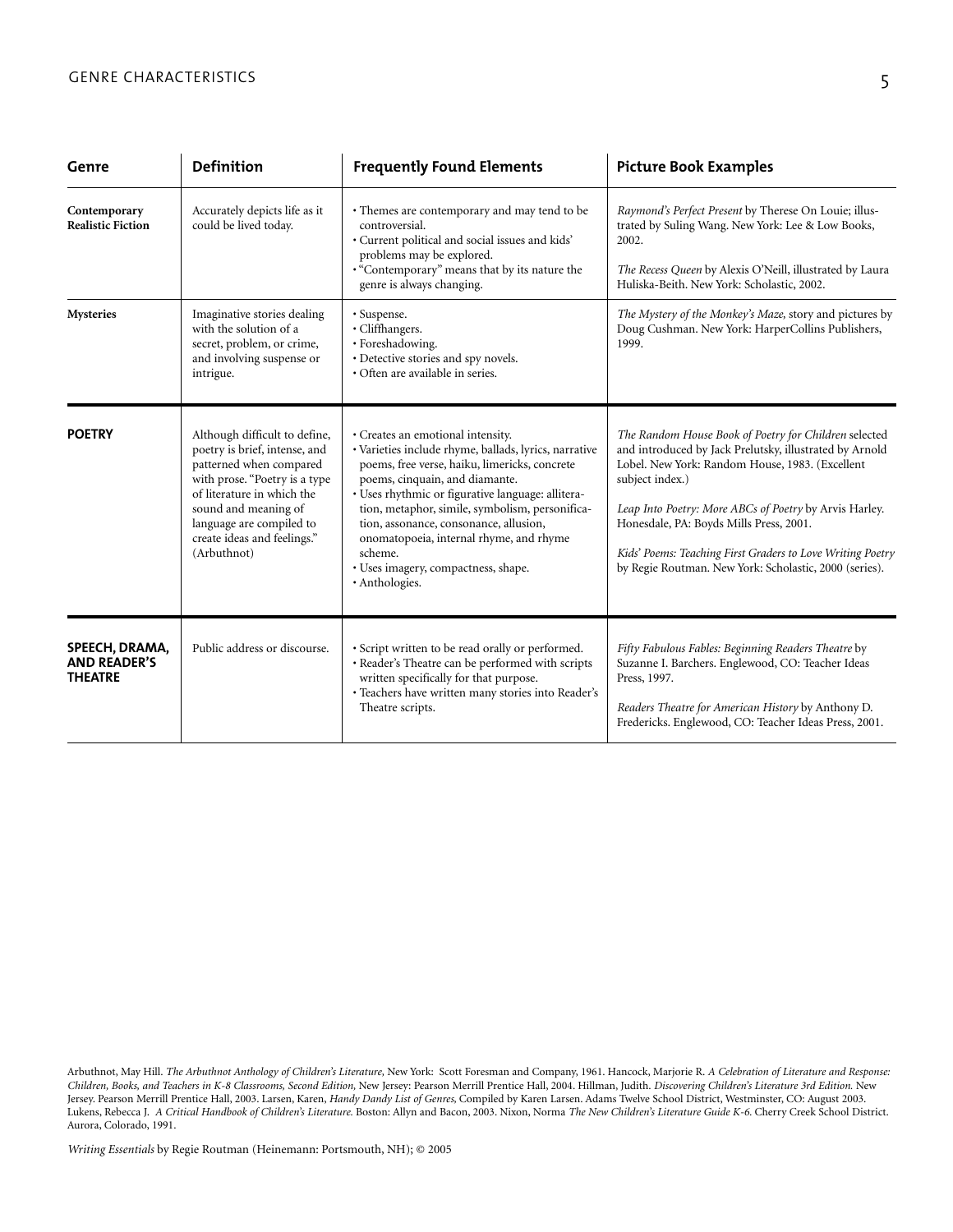| Genre | Definition | Frequently Found Elements | Picture Book Examples |
|---|---|---|---|
| **Contemporary Realistic Fiction** | Accurately depicts life as it could be lived today. | • Themes are contemporary and may tend to be controversial.<br>• Current political and social issues and kids' problems may be explored.<br>• "Contemporary" means that by its nature the genre is always changing. | *Raymond's Perfect Present* by Therese On Louie; illustrated by Suling Wang. New York: Lee & Low Books, 2002.<br><br>*The Recess Queen* by Alexis O'Neill, illustrated by Laura Huliska-Beith. New York: Scholastic, 2002. |
| **Mysteries** | Imaginative stories dealing with the solution of a secret, problem, or crime, and involving suspense or intrigue. | • Suspense.<br>• Cliffhangers.<br>• Foreshadowing.<br>• Detective stories and spy novels.<br>• Often are available in series. | *The Mystery of the Monkey's Maze,* story and pictures by Doug Cushman. New York: HarperCollins Publishers, 1999. |
| **POETRY** | Although difficult to define, poetry is brief, intense, and patterned when compared with prose. "Poetry is a type of literature in which the sound and meaning of language are compiled to create ideas and feelings." (Arbuthnot) | • Creates an emotional intensity.<br>• Varieties include rhyme, ballads, lyrics, narrative poems, free verse, haiku, limericks, concrete poems, cinquain, and diamante.<br>• Uses rhythmic or figurative language: alliteration, metaphor, simile, symbolism, personification, assonance, consonance, allusion, onomatopoeia, internal rhyme, and rhyme scheme.<br>• Uses imagery, compactness, shape.<br>• Anthologies. | *The Random House Book of Poetry for Children* selected and introduced by Jack Prelutsky, illustrated by Arnold Lobel. New York: Random House, 1983. (Excellent subject index.)<br><br>*Leap Into Poetry: More ABCs of Poetry* by Arvis Harley. Honesdale, PA: Boyds Mills Press, 2001.<br><br>*Kids' Poems: Teaching First Graders to Love Writing Poetry* by Regie Routman. New York: Scholastic, 2000 (series). |
| **SPEECH, DRAMA, AND READER'S THEATRE** | Public address or discourse. | • Script written to be read orally or performed.<br>• Reader's Theatre can be performed with scripts written specifically for that purpose.<br>• Teachers have written many stories into Reader's Theatre scripts. | *Fifty Fabulous Fables: Beginning Readers Theatre* by Suzanne I. Barchers. Englewood, CO: Teacher Ideas Press, 1997.<br><br>*Readers Theatre for American History* by Anthony D. Fredericks. Englewood, CO: Teacher Ideas Press, 2001. |

Arbuthnot, May Hill. *The Arbuthnot Anthology of Children's Literature,* New York: Scott Foresman and Company, 1961. Hancock, Marjorie R. *A Celebration of Literature and Response: Children, Books, and Teachers in K-8 Classrooms, Second Edition,* New Jersey: Pearson Merrill Prentice Hall, 2004. Hillman, Judith. *Discovering Children's Literature 3rd Edition.* New Jersey. Pearson Merrill Prentice Hall, 2003. Larsen, Karen, *Handy Dandy List of Genres,* Compiled by Karen Larsen. Adams Twelve School District, Westminster, CO: August 2003. Lukens, Rebecca J. *A Critical Handbook of Children's Literature.* Boston: Allyn and Bacon, 2003. Nixon, Norma *The New Children's Literature Guide K-6.* Cherry Creek School District. Aurora, Colorado, 1991.

*Writing Essentials* by Regie Routman (Heinemann: Portsmouth, NH); © 2005